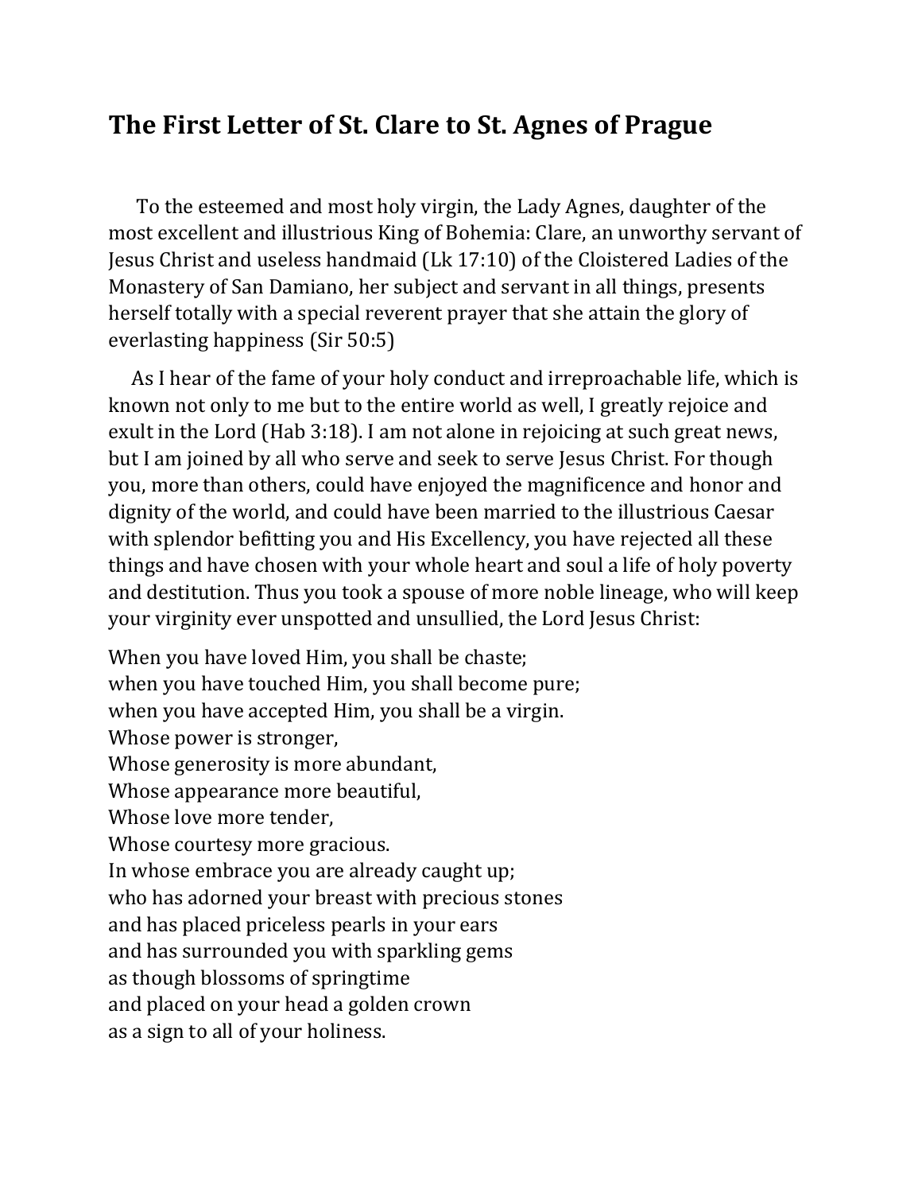# The First Letter of St. Clare to St. Agnes of Prague

To the esteemed and most holy virgin, the Lady Agnes, daughter of the most excellent and illustrious King of Bohemia: Clare, an unworthy servant of Jesus Christ and useless handmaid (Lk 17:10) of the Cloistered Ladies of the Monastery of San Damiano, her subject and servant in all things, presents herself totally with a special reverent prayer that she attain the glory of everlasting happiness (Sir 50:5)

As I hear of the fame of your holy conduct and irreproachable life, which is known not only to me but to the entire world as well, I greatly rejoice and exult in the Lord (Hab 3:18). I am not alone in rejoicing at such great news, but I am joined by all who serve and seek to serve Jesus Christ. For though you, more than others, could have enjoyed the magnificence and honor and dignity of the world, and could have been married to the illustrious Caesar with splendor befitting you and His Excellency, you have rejected all these things and have chosen with your whole heart and soul a life of holy poverty and destitution. Thus you took a spouse of more noble lineage, who will keep your virginity ever unspotted and unsullied, the Lord Jesus Christ:

When you have loved Him, you shall be chaste;  
when you have touched Him, you shall become pure;  
when you have accepted Him, you shall be a virgin.  
Whose power is stronger,  
Whose generosity is more abundant,  
Whose appearance more beautiful,  
Whose love more tender,  
Whose courtesy more gracious.  
In whose embrace you are already caught up;  
who has adorned your breast with precious stones  
and has placed priceless pearls in your ears  
and has surrounded you with sparkling gems  
as though blossoms of springtime  
and placed on your head a golden crown  
as a sign to all of your holiness.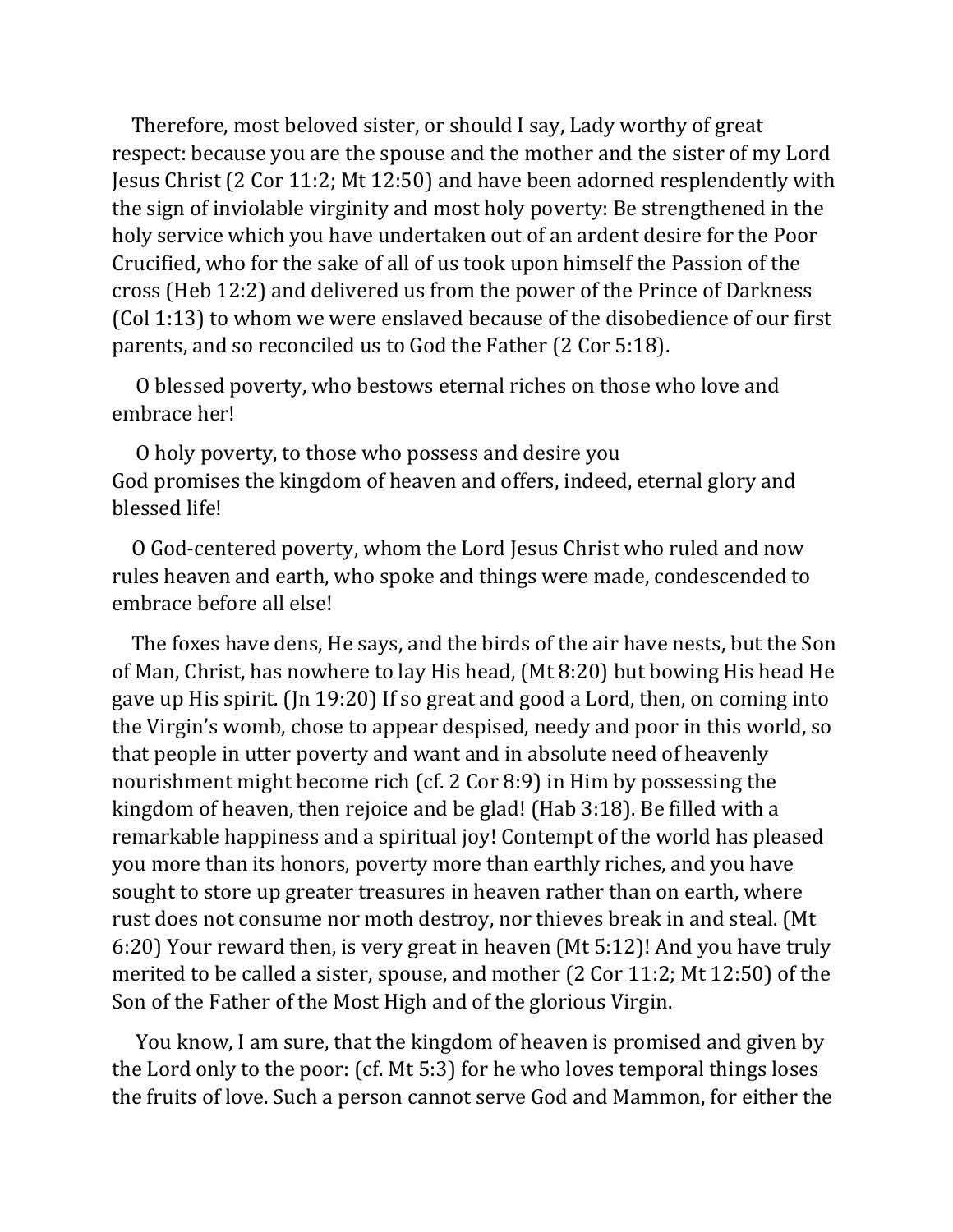Therefore, most beloved sister, or should I say, Lady worthy of great respect: because you are the spouse and the mother and the sister of my Lord Jesus Christ (2 Cor 11:2; Mt 12:50) and have been adorned resplendently with the sign of inviolable virginity and most holy poverty: Be strengthened in the holy service which you have undertaken out of an ardent desire for the Poor Crucified, who for the sake of all of us took upon himself the Passion of the cross (Heb 12:2) and delivered us from the power of the Prince of Darkness (Col 1:13) to whom we were enslaved because of the disobedience of our first parents, and so reconciled us to God the Father (2 Cor 5:18).

O blessed poverty, who bestows eternal riches on those who love and embrace her!

O holy poverty, to those who possess and desire you
God promises the kingdom of heaven and offers, indeed, eternal glory and blessed life!

O God-centered poverty, whom the Lord Jesus Christ who ruled and now rules heaven and earth, who spoke and things were made, condescended to embrace before all else!

The foxes have dens, He says, and the birds of the air have nests, but the Son of Man, Christ, has nowhere to lay His head, (Mt 8:20) but bowing His head He gave up His spirit. (Jn 19:20) If so great and good a Lord, then, on coming into the Virgin's womb, chose to appear despised, needy and poor in this world, so that people in utter poverty and want and in absolute need of heavenly nourishment might become rich (cf. 2 Cor 8:9) in Him by possessing the kingdom of heaven, then rejoice and be glad! (Hab 3:18). Be filled with a remarkable happiness and a spiritual joy! Contempt of the world has pleased you more than its honors, poverty more than earthly riches, and you have sought to store up greater treasures in heaven rather than on earth, where rust does not consume nor moth destroy, nor thieves break in and steal. (Mt 6:20) Your reward then, is very great in heaven (Mt 5:12)! And you have truly merited to be called a sister, spouse, and mother (2 Cor 11:2; Mt 12:50) of the Son of the Father of the Most High and of the glorious Virgin.

You know, I am sure, that the kingdom of heaven is promised and given by the Lord only to the poor: (cf. Mt 5:3) for he who loves temporal things loses the fruits of love. Such a person cannot serve God and Mammon, for either the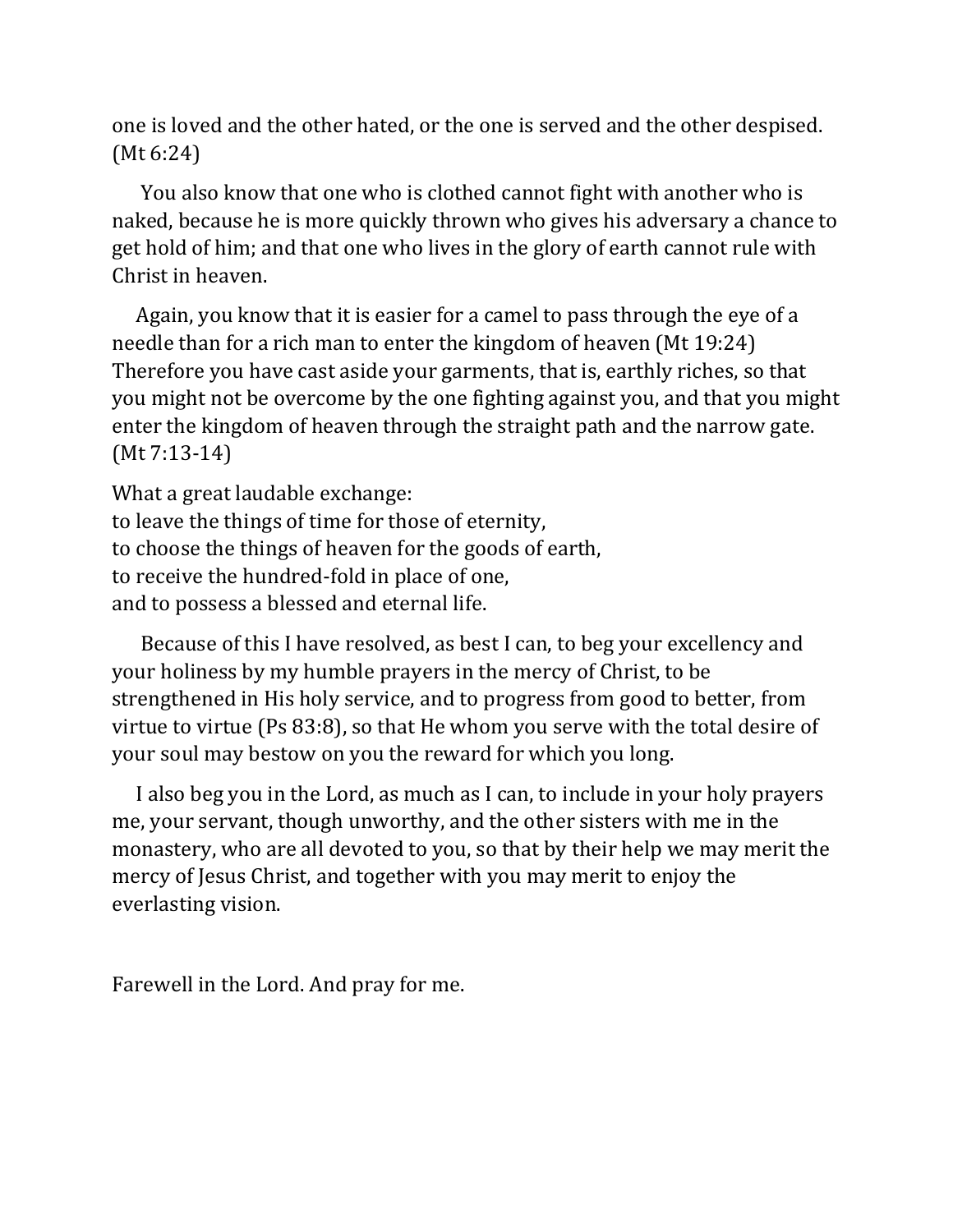one is loved and the other hated, or the one is served and the other despised. (Mt 6:24)

You also know that one who is clothed cannot fight with another who is naked, because he is more quickly thrown who gives his adversary a chance to get hold of him; and that one who lives in the glory of earth cannot rule with Christ in heaven.

Again, you know that it is easier for a camel to pass through the eye of a needle than for a rich man to enter the kingdom of heaven (Mt 19:24) Therefore you have cast aside your garments, that is, earthly riches, so that you might not be overcome by the one fighting against you, and that you might enter the kingdom of heaven through the straight path and the narrow gate. (Mt 7:13-14)

What a great laudable exchange:
to leave the things of time for those of eternity,
to choose the things of heaven for the goods of earth,
to receive the hundred-fold in place of one,
and to possess a blessed and eternal life.

Because of this I have resolved, as best I can, to beg your excellency and your holiness by my humble prayers in the mercy of Christ, to be strengthened in His holy service, and to progress from good to better, from virtue to virtue (Ps 83:8), so that He whom you serve with the total desire of your soul may bestow on you the reward for which you long.

I also beg you in the Lord, as much as I can, to include in your holy prayers me, your servant, though unworthy, and the other sisters with me in the monastery, who are all devoted to you, so that by their help we may merit the mercy of Jesus Christ, and together with you may merit to enjoy the everlasting vision.

Farewell in the Lord. And pray for me.